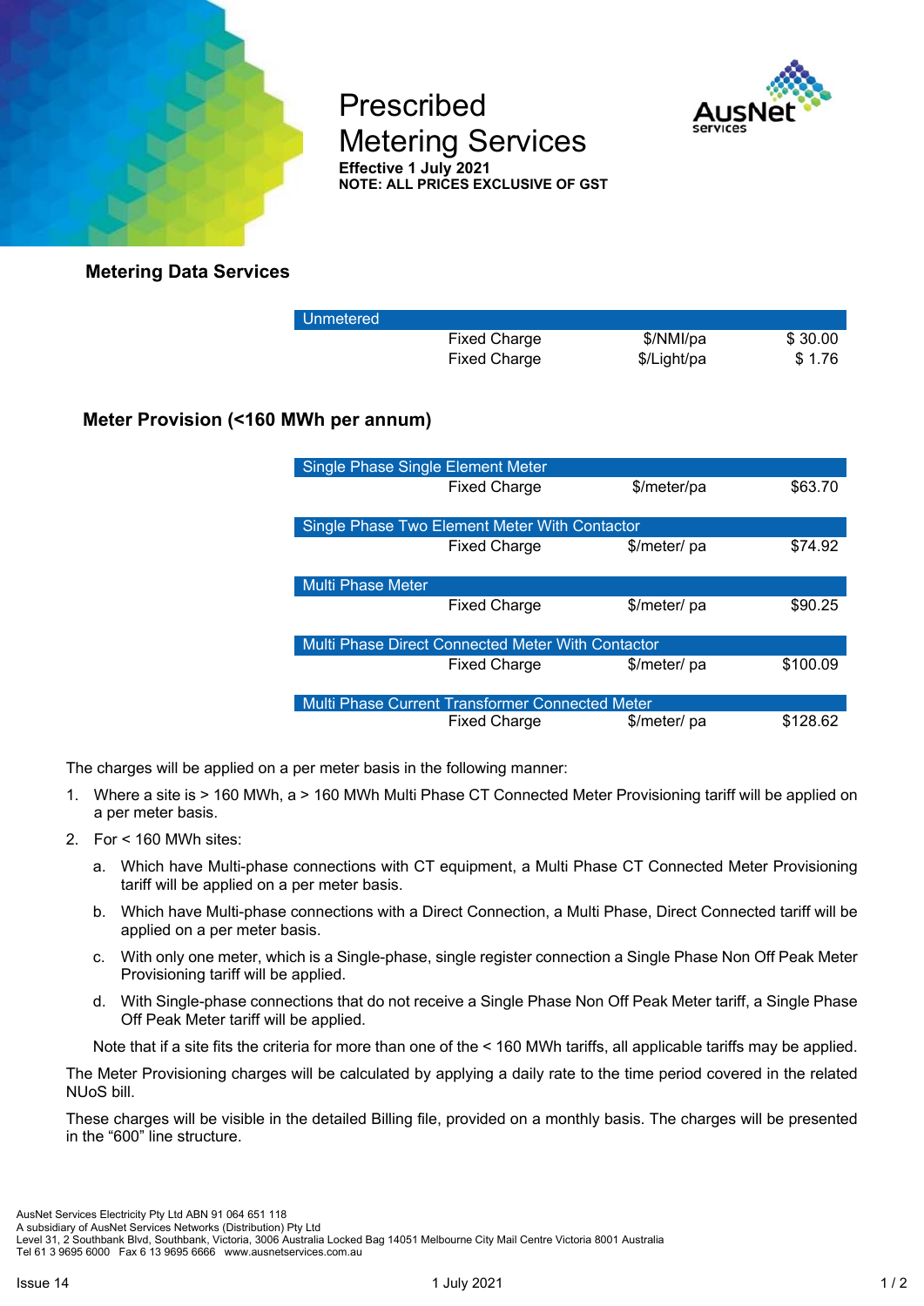# Prescribed Metering Services

**Effective 1 July 2021**
**NOTE: ALL PRICES EXCLUSIVE OF GST**

## Metering Data Services

| Unmetered | | | |
|---|---|---|---|
| | Fixed Charge | $/NMI/pa | $ 30.00 |
| | Fixed Charge | $/Light/pa | $ 1.76 |

## Meter Provision (<160 MWh per annum)

| Single Phase Single Element Meter | | | |
|---|---|---|---|
| | Fixed Charge | $/meter/pa | $63.70 |
| **Single Phase Two Element Meter With Contactor** | | | |
| | Fixed Charge | $/meter/ pa | $74.92 |
| **Multi Phase Meter** | | | |
| | Fixed Charge | $/meter/ pa | $90.25 |
| **Multi Phase Direct Connected Meter With Contactor** | | | |
| | Fixed Charge | $/meter/ pa | $100.09 |
| **Multi Phase Current Transformer Connected Meter** | | | |
| | Fixed Charge | $/meter/ pa | $128.62 |

The charges will be applied on a per meter basis in the following manner:

1. Where a site is > 160 MWh, a > 160 MWh Multi Phase CT Connected Meter Provisioning tariff will be applied on a per meter basis.
2. For < 160 MWh sites:
   a. Which have Multi-phase connections with CT equipment, a Multi Phase CT Connected Meter Provisioning tariff will be applied on a per meter basis.
   b. Which have Multi-phase connections with a Direct Connection, a Multi Phase, Direct Connected tariff will be applied on a per meter basis.
   c. With only one meter, which is a Single-phase, single register connection a Single Phase Non Off Peak Meter Provisioning tariff will be applied.
   d. With Single-phase connections that do not receive a Single Phase Non Off Peak Meter tariff, a Single Phase Off Peak Meter tariff will be applied.

   Note that if a site fits the criteria for more than one of the < 160 MWh tariffs, all applicable tariffs may be applied.

The Meter Provisioning charges will be calculated by applying a daily rate to the time period covered in the related NUoS bill.

These charges will be visible in the detailed Billing file, provided on a monthly basis. The charges will be presented in the "600" line structure.

AusNet Services Electricity Pty Ltd ABN 91 064 651 118
A subsidiary of AusNet Services Networks (Distribution) Pty Ltd
Level 31, 2 Southbank Blvd, Southbank, Victoria, 3006 Australia Locked Bag 14051 Melbourne City Mail Centre Victoria 8001 Australia
Tel 61 3 9695 6000 Fax 6 13 9695 6666 www.ausnetservices.com.au

Issue 14 1 July 2021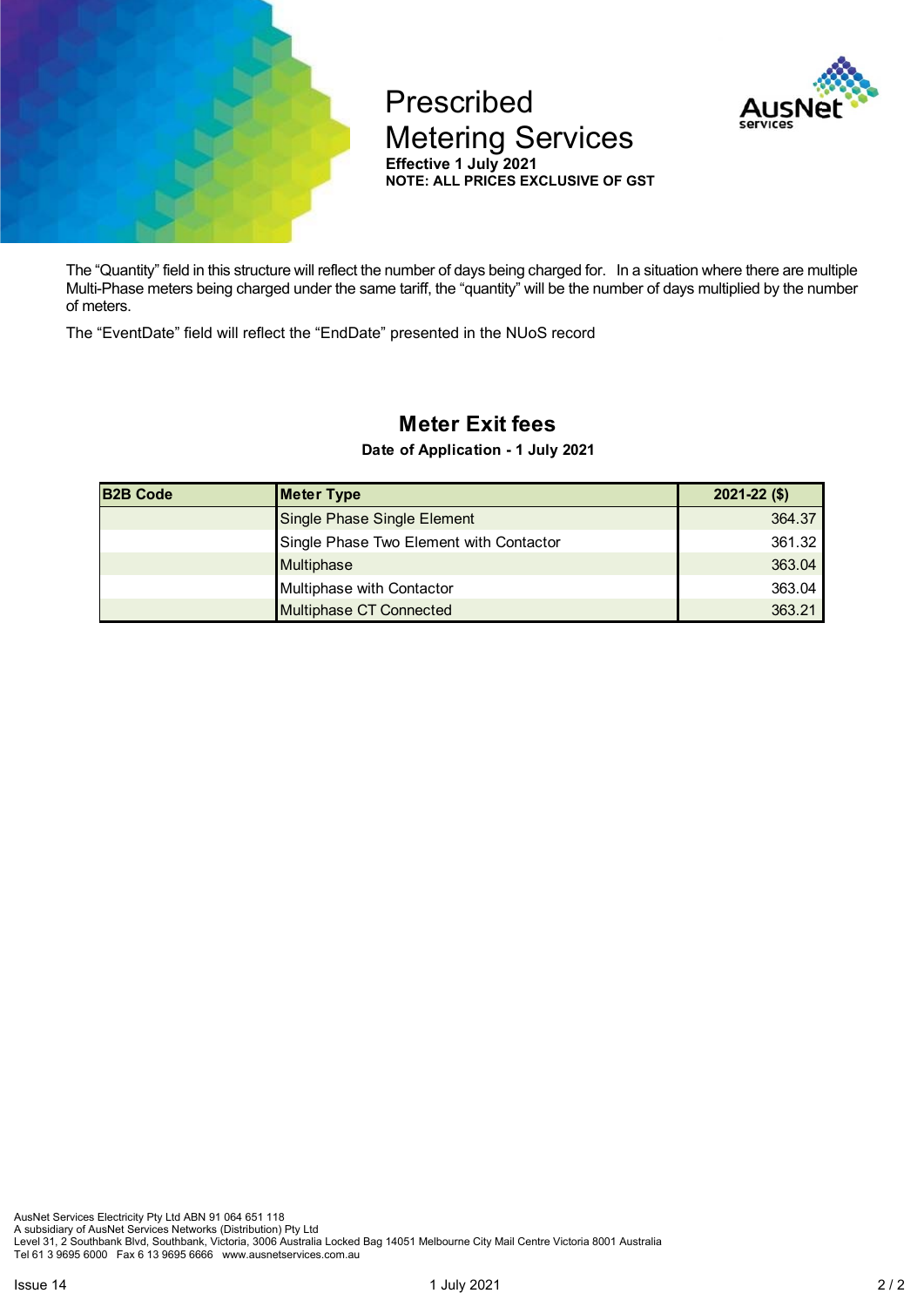# Prescribed Metering Services

**Effective 1 July 2021**
**NOTE: ALL PRICES EXCLUSIVE OF GST**

The “Quantity” field in this structure will reflect the number of days being charged for. In a situation where there are multiple Multi-Phase meters being charged under the same tariff, the “quantity” will be the number of days multiplied by the number of meters.

The “EventDate” field will reflect the “EndDate” presented in the NUoS record

## Meter Exit fees

**Date of Application - 1 July 2021**

| B2B Code | Meter Type | 2021-22 ($) |
|---|---|---|
| | Single Phase Single Element | 364.37 |
| | Single Phase Two Element with Contactor | 361.32 |
| | Multiphase | 363.04 |
| | Multiphase with Contactor | 363.04 |
| | Multiphase CT Connected | 363.21 |

AusNet Services Electricity Pty Ltd ABN 91 064 651 118
A subsidiary of AusNet Services Networks (Distribution) Pty Ltd
Level 31, 2 Southbank Blvd, Southbank, Victoria, 3006 Australia Locked Bag 14051 Melbourne City Mail Centre Victoria 8001 Australia
Tel 61 3 9695 6000 Fax 6 13 9695 6666 www.ausnetservices.com.au